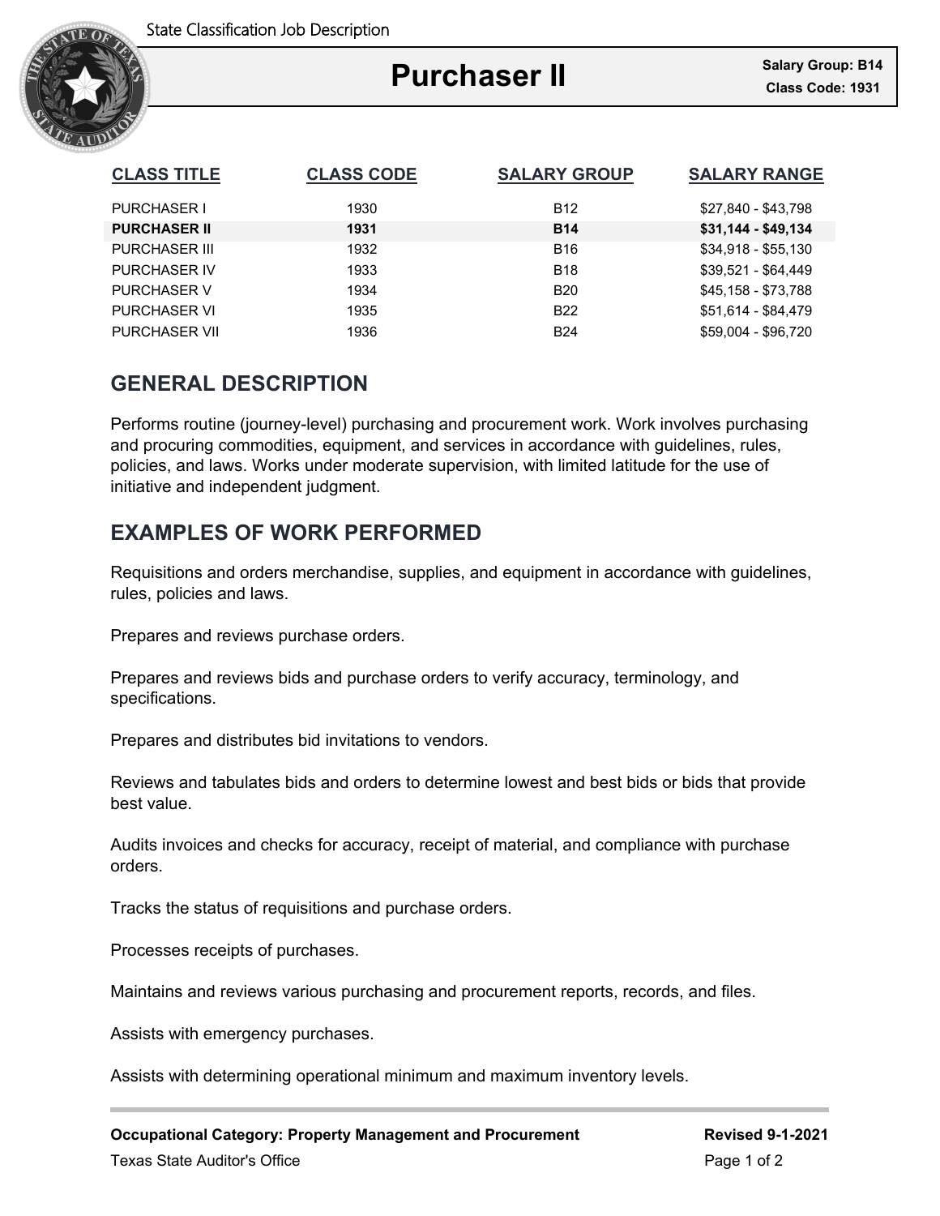State Classification Job Description

# Purchaser II

**Salary Group: B14**
**Class Code: 1931**

| CLASS TITLE | CLASS CODE | SALARY GROUP | SALARY RANGE |
| --- | --- | --- | --- |
| PURCHASER I | 1930 | B12 | $27,840 - $43,798 |
| **PURCHASER II** | **1931** | **B14** | **$31,144 - $49,134** |
| PURCHASER III | 1932 | B16 | $34,918 - $55,130 |
| PURCHASER IV | 1933 | B18 | $39,521 - $64,449 |
| PURCHASER V | 1934 | B20 | $45,158 - $73,788 |
| PURCHASER VI | 1935 | B22 | $51,614 - $84,479 |
| PURCHASER VII | 1936 | B24 | $59,004 - $96,720 |

## GENERAL DESCRIPTION

Performs routine (journey-level) purchasing and procurement work. Work involves purchasing and procuring commodities, equipment, and services in accordance with guidelines, rules, policies, and laws. Works under moderate supervision, with limited latitude for the use of initiative and independent judgment.

## EXAMPLES OF WORK PERFORMED

Requisitions and orders merchandise, supplies, and equipment in accordance with guidelines, rules, policies and laws.

Prepares and reviews purchase orders.

Prepares and reviews bids and purchase orders to verify accuracy, terminology, and specifications.

Prepares and distributes bid invitations to vendors.

Reviews and tabulates bids and orders to determine lowest and best bids or bids that provide best value.

Audits invoices and checks for accuracy, receipt of material, and compliance with purchase orders.

Tracks the status of requisitions and purchase orders.

Processes receipts of purchases.

Maintains and reviews various purchasing and procurement reports, records, and files.

Assists with emergency purchases.

Assists with determining operational minimum and maximum inventory levels.

**Occupational Category: Property Management and Procurement** | **Revised 9-1-2021**

Texas State Auditor's Office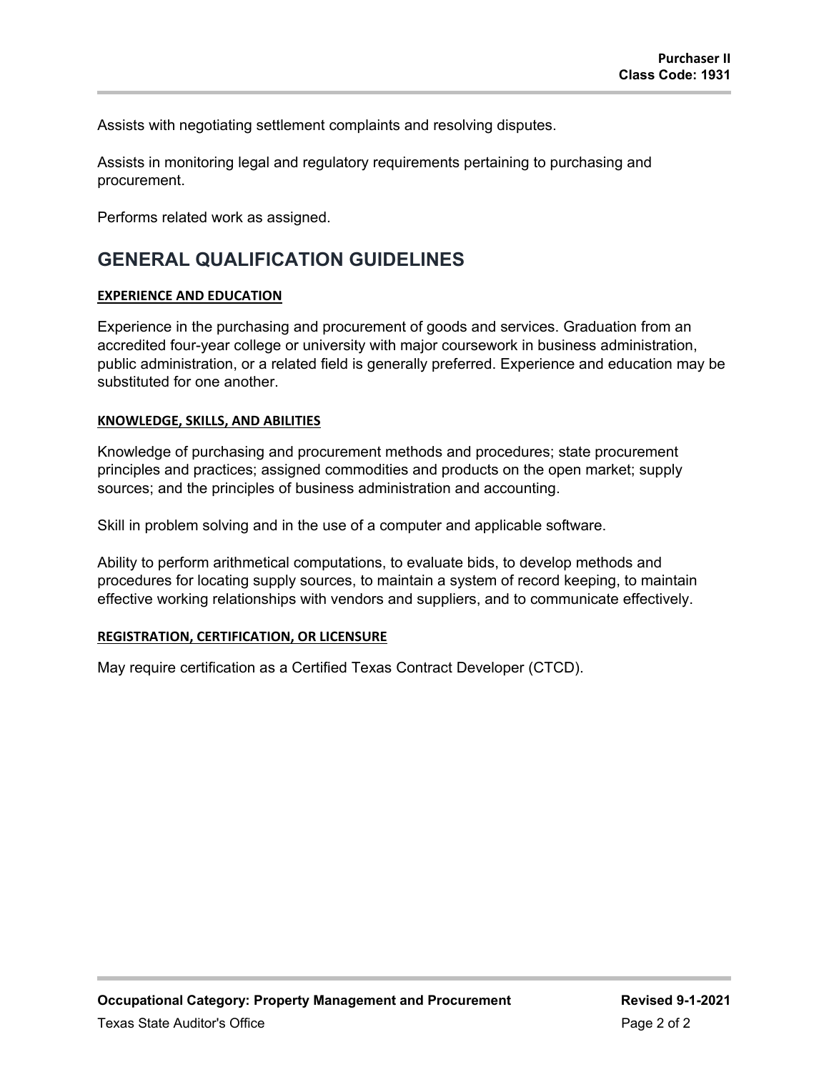Assists with negotiating settlement complaints and resolving disputes.

Assists in monitoring legal and regulatory requirements pertaining to purchasing and procurement.

Performs related work as assigned.

## GENERAL QUALIFICATION GUIDELINES

### EXPERIENCE AND EDUCATION

Experience in the purchasing and procurement of goods and services. Graduation from an accredited four-year college or university with major coursework in business administration, public administration, or a related field is generally preferred. Experience and education may be substituted for one another.

### KNOWLEDGE, SKILLS, AND ABILITIES

Knowledge of purchasing and procurement methods and procedures; state procurement principles and practices; assigned commodities and products on the open market; supply sources; and the principles of business administration and accounting.

Skill in problem solving and in the use of a computer and applicable software.

Ability to perform arithmetical computations, to evaluate bids, to develop methods and procedures for locating supply sources, to maintain a system of record keeping, to maintain effective working relationships with vendors and suppliers, and to communicate effectively.

### REGISTRATION, CERTIFICATION, OR LICENSURE

May require certification as a Certified Texas Contract Developer (CTCD).